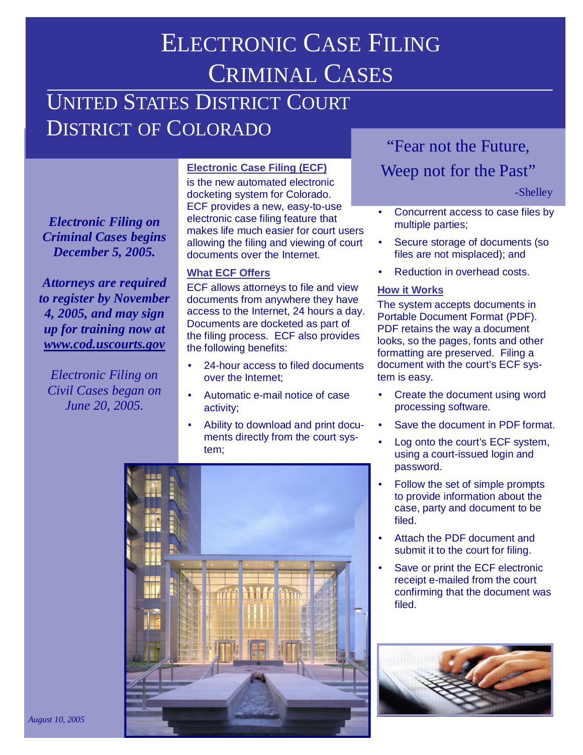# Electronic Case Filing
# Criminal Cases

## United States District Court
## District of Colorado

***Electronic Filing on Criminal Cases begins December 5, 2005.***

***Attorneys are required to register by November 4, 2005, and may sign up for training now at [www.cod.uscourts.gov](http://www.cod.uscourts.gov)***

*Electronic Filing on Civil Cases began on June 20, 2005.*

### Electronic Case Filing (ECF)

is the new automated electronic docketing system for Colorado. ECF provides a new, easy-to-use electronic case filing feature that makes life much easier for court users allowing the filing and viewing of court documents over the Internet.

### What ECF Offers

ECF allows attorneys to file and view documents from anywhere they have access to the Internet, 24 hours a day. Documents are docketed as part of the filing process. ECF also provides the following benefits:

- 24-hour access to filed documents over the Internet;
- Automatic e-mail notice of case activity;
- Ability to download and print documents directly from the court system;
- Concurrent access to case files by multiple parties;
- Secure storage of documents (so files are not misplaced); and
- Reduction in overhead costs.

> "Fear not the Future,
> Weep not for the Past"
>
> -Shelley

### How it Works

The system accepts documents in Portable Document Format (PDF). PDF retains the way a document looks, so the pages, fonts and other formatting are preserved. Filing a document with the court's ECF system is easy.

- Create the document using word processing software.
- Save the document in PDF format.
- Log onto the court's ECF system, using a court-issued login and password.
- Follow the set of simple prompts to provide information about the case, party and document to be filed.
- Attach the PDF document and submit it to the court for filing.
- Save or print the ECF electronic receipt e-mailed from the court confirming that the document was filed.

*August 10, 2005*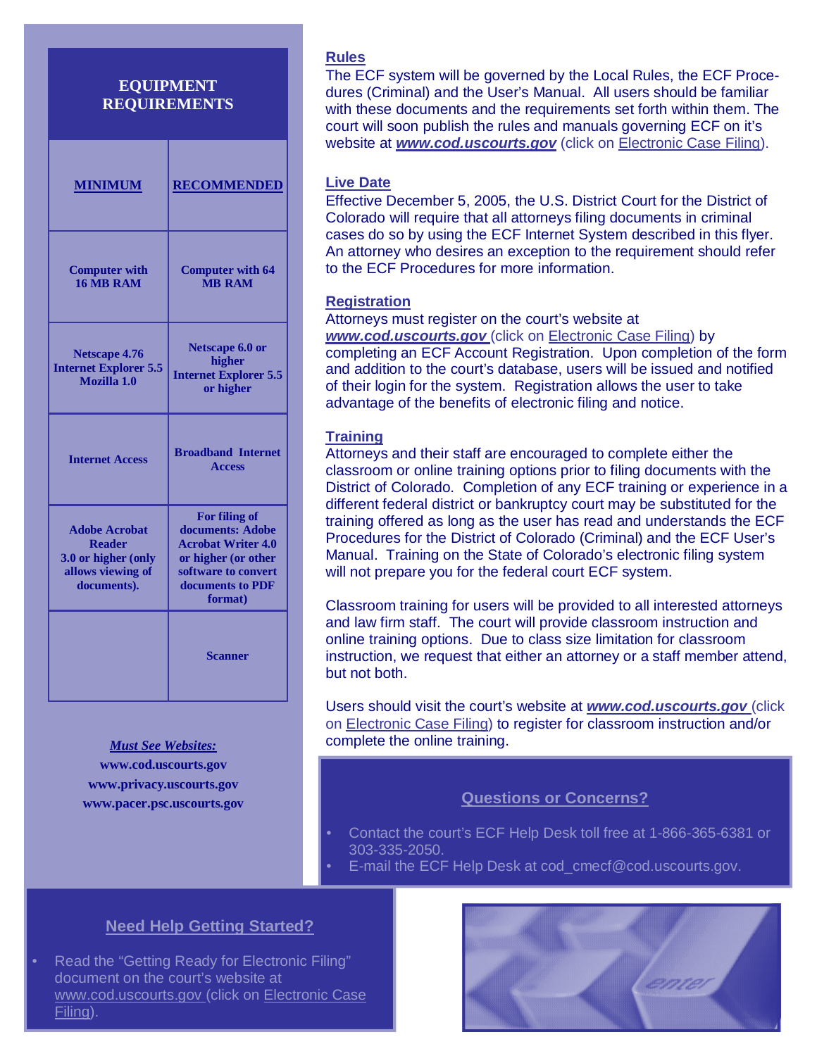## EQUIPMENT REQUIREMENTS

| MINIMUM | RECOMMENDED |
|---|---|
| Computer with 16 MB RAM | Computer with 64 MB RAM |
| Netscape 4.76 Internet Explorer 5.5 Mozilla 1.0 | Netscape 6.0 or higher Internet Explorer 5.5 or higher |
| Internet Access | Broadband Internet Access |
| Adobe Acrobat Reader 3.0 or higher (only allows viewing of documents). | For filing of documents: Adobe Acrobat Writer 4.0 or higher (or other software to convert documents to PDF format) |
| | Scanner |

***Must See Websites:***

**www.cod.uscourts.gov**
**www.privacy.uscourts.gov**
**www.pacer.psc.uscourts.gov**

### Rules

The ECF system will be governed by the Local Rules, the ECF Procedures (Criminal) and the User's Manual. All users should be familiar with these documents and the requirements set forth within them. The court will soon publish the rules and manuals governing ECF on it's website at ***www.cod.uscourts.gov*** (click on Electronic Case Filing).

### Live Date

Effective December 5, 2005, the U.S. District Court for the District of Colorado will require that all attorneys filing documents in criminal cases do so by using the ECF Internet System described in this flyer. An attorney who desires an exception to the requirement should refer to the ECF Procedures for more information.

### Registration

Attorneys must register on the court's website at ***www.cod.uscourts.gov*** (click on Electronic Case Filing) by completing an ECF Account Registration. Upon completion of the form and addition to the court's database, users will be issued and notified of their login for the system. Registration allows the user to take advantage of the benefits of electronic filing and notice.

### Training

Attorneys and their staff are encouraged to complete either the classroom or online training options prior to filing documents with the District of Colorado. Completion of any ECF training or experience in a different federal district or bankruptcy court may be substituted for the training offered as long as the user has read and understands the ECF Procedures for the District of Colorado (Criminal) and the ECF User's Manual. Training on the State of Colorado's electronic filing system will not prepare you for the federal court ECF system.

Classroom training for users will be provided to all interested attorneys and law firm staff. The court will provide classroom instruction and online training options. Due to class size limitation for classroom instruction, we request that either an attorney or a staff member attend, but not both.

Users should visit the court's website at ***www.cod.uscourts.gov*** (click on Electronic Case Filing) to register for classroom instruction and/or complete the online training.

### Questions or Concerns?

- Contact the court's ECF Help Desk toll free at 1-866-365-6381 or 303-335-2050.
- E-mail the ECF Help Desk at cod_cmecf@cod.uscourts.gov.

### Need Help Getting Started?

- Read the "Getting Ready for Electronic Filing" document on the court's website at www.cod.uscourts.gov (click on Electronic Case Filing).